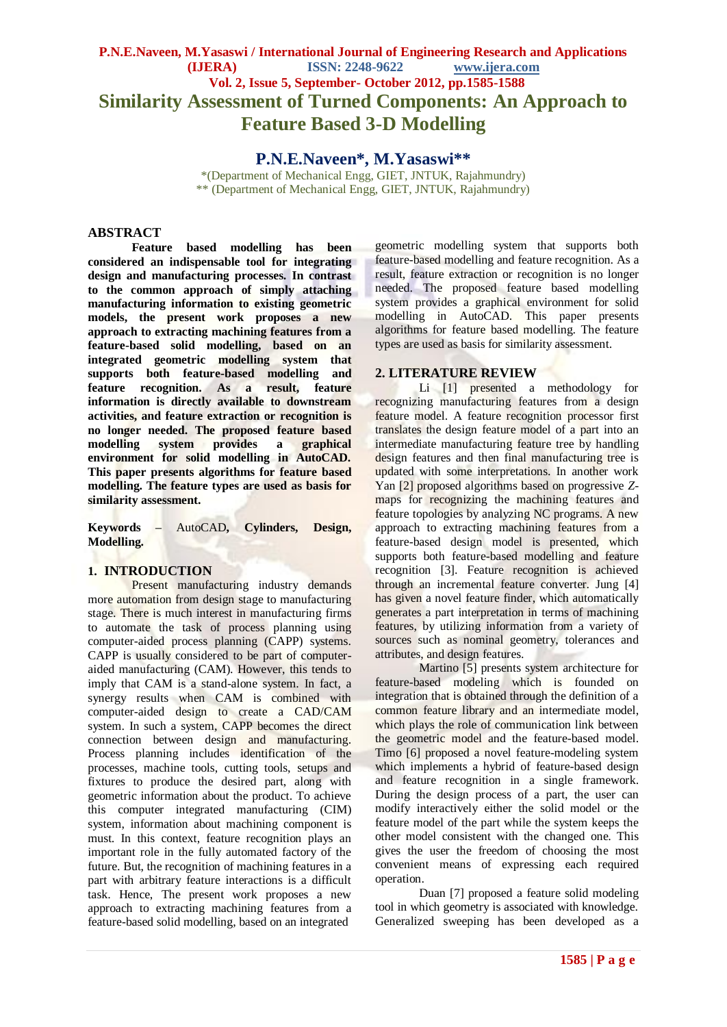# Similarity Assessment of Turned Components: An Approach to Feature Based 3-D Modelling

**P.N.E.Naveen*, M.Yasaswi****

*(Department of Mechanical Engg, GIET, JNTUK, Rajahmundry)
** (Department of Mechanical Engg, GIET, JNTUK, Rajahmundry)

## ABSTRACT

**Feature based modelling has been considered an indispensable tool for integrating design and manufacturing processes. In contrast to the common approach of simply attaching manufacturing information to existing geometric models, the present work proposes a new approach to extracting machining features from a feature-based solid modelling, based on an integrated geometric modelling system that supports both feature-based modelling and feature recognition. As a result, feature information is directly available to downstream activities, and feature extraction or recognition is no longer needed. The proposed feature based modelling system provides a graphical environment for solid modelling in AutoCAD. This paper presents algorithms for feature based modelling. The feature types are used as basis for similarity assessment.**

**Keywords** – AutoCAD, **Cylinders, Design, Modelling.**

## 1. INTRODUCTION

Present manufacturing industry demands more automation from design stage to manufacturing stage. There is much interest in manufacturing firms to automate the task of process planning using computer-aided process planning (CAPP) systems. CAPP is usually considered to be part of computer-aided manufacturing (CAM). However, this tends to imply that CAM is a stand-alone system. In fact, a synergy results when CAM is combined with computer-aided design to create a CAD/CAM system. In such a system, CAPP becomes the direct connection between design and manufacturing. Process planning includes identification of the processes, machine tools, cutting tools, setups and fixtures to produce the desired part, along with geometric information about the product. To achieve this computer integrated manufacturing (CIM) system, information about machining component is must. In this context, feature recognition plays an important role in the fully automated factory of the future. But, the recognition of machining features in a part with arbitrary feature interactions is a difficult task. Hence, The present work proposes a new approach to extracting machining features from a feature-based solid modelling, based on an integrated geometric modelling system that supports both feature-based modelling and feature recognition. As a result, feature extraction or recognition is no longer needed. The proposed feature based modelling system provides a graphical environment for solid modelling in AutoCAD. This paper presents algorithms for feature based modelling. The feature types are used as basis for similarity assessment.

## 2. LITERATURE REVIEW

Li [1] presented a methodology for recognizing manufacturing features from a design feature model. A feature recognition processor first translates the design feature model of a part into an intermediate manufacturing feature tree by handling design features and then final manufacturing tree is updated with some interpretations. In another work Yan [2] proposed algorithms based on progressive *Z*-maps for recognizing the machining features and feature topologies by analyzing NC programs. A new approach to extracting machining features from a feature-based design model is presented, which supports both feature-based modelling and feature recognition [3]. Feature recognition is achieved through an incremental feature converter. Jung [4] has given a novel feature finder, which automatically generates a part interpretation in terms of machining features, by utilizing information from a variety of sources such as nominal geometry, tolerances and attributes, and design features.

Martino [5] presents system architecture for feature-based modeling which is founded on integration that is obtained through the definition of a common feature library and an intermediate model, which plays the role of communication link between the geometric model and the feature-based model. Timo [6] proposed a novel feature-modeling system which implements a hybrid of feature-based design and feature recognition in a single framework. During the design process of a part, the user can modify interactively either the solid model or the feature model of the part while the system keeps the other model consistent with the changed one. This gives the user the freedom of choosing the most convenient means of expressing each required operation.

Duan [7] proposed a feature solid modeling tool in which geometry is associated with knowledge. Generalized sweeping has been developed as a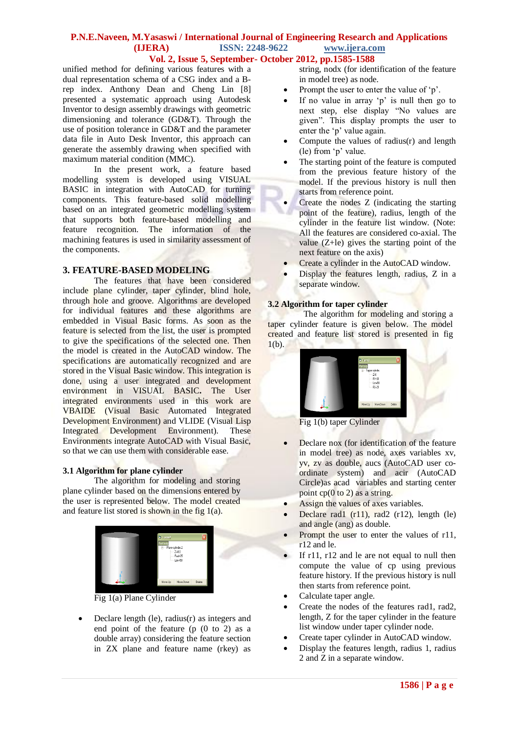unified method for defining various features with a dual representation schema of a CSG index and a B-rep index. Anthony Dean and Cheng Lin [8] presented a systematic approach using Autodesk Inventor to design assembly drawings with geometric dimensioning and tolerance (GD&T). Through the use of position tolerance in GD&T and the parameter data file in Auto Desk Inventor, this approach can generate the assembly drawing when specified with maximum material condition (MMC).

In the present work, a feature based modelling system is developed using VISUAL BASIC in integration with AutoCAD for turning components. This feature-based solid modelling based on an integrated geometric modelling system that supports both feature-based modelling and feature recognition. The information of the machining features is used in similarity assessment of the components.

## 3. FEATURE-BASED MODELING

The features that have been considered include plane cylinder, taper cylinder, blind hole, through hole and groove. Algorithms are developed for individual features and these algorithms are embedded in Visual Basic forms. As soon as the feature is selected from the list, the user is prompted to give the specifications of the selected one. Then the model is created in the AutoCAD window. The specifications are automatically recognized and are stored in the Visual Basic window. This integration is done, using a user integrated and development environment in VISUAL BASIC**.** The User integrated environments used in this work are VBAIDE (Visual Basic Automated Integrated Development Environment) and VLIDE (Visual Lisp Integrated Development Environment). These Environments integrate AutoCAD with Visual Basic, so that we can use them with considerable ease.

### 3.1 Algorithm for plane cylinder

The algorithm for modeling and storing plane cylinder based on the dimensions entered by the user is represented below. The model created and feature list stored is shown in the fig 1(a).

Fig 1(a) Plane Cylinder

- Declare length (le), radius(r) as integers and end point of the feature (p (0 to 2) as a double array) considering the feature section in ZX plane and feature name (rkey) as string, nodx (for identification of the feature in model tree) as node.
- Prompt the user to enter the value of 'p'.
- If no value in array 'p' is null then go to next step, else display "No values are given". This display prompts the user to enter the 'p' value again.
- Compute the values of radius(r) and length (le) from 'p' value.
- The starting point of the feature is computed from the previous feature history of the model. If the previous history is null then starts from reference point.
- Create the nodes Z (indicating the starting point of the feature), radius, length of the cylinder in the feature list window. (Note: All the features are considered co-axial. The value (Z+le) gives the starting point of the next feature on the axis)
- Create a cylinder in the AutoCAD window.
- Display the features length, radius, Z in a separate window.

### 3.2 Algorithm for taper cylinder

The algorithm for modeling and storing a taper cylinder feature is given below. The model created and feature list stored is presented in fig 1(b).

Fig 1(b) taper Cylinder

- Declare nox (for identification of the feature in model tree) as node, axes variables xv, yv, zv as double, aucs (AutoCAD user co-ordinate system) and acir (AutoCAD Circle)as acad variables and starting center point cp(0 to 2) as a string.
- Assign the values of axes variables.
- Declare rad1 (r11), rad2 (r12), length (le) and angle (ang) as double.
- Prompt the user to enter the values of r11, r12 and le.
- If r11, r12 and le are not equal to null then compute the value of cp using previous feature history. If the previous history is null then starts from reference point.
- Calculate taper angle.
- Create the nodes of the features rad1, rad2, length, Z for the taper cylinder in the feature list window under taper cylinder node.
- Create taper cylinder in AutoCAD window.
- Display the features length, radius 1, radius 2 and Z in a separate window.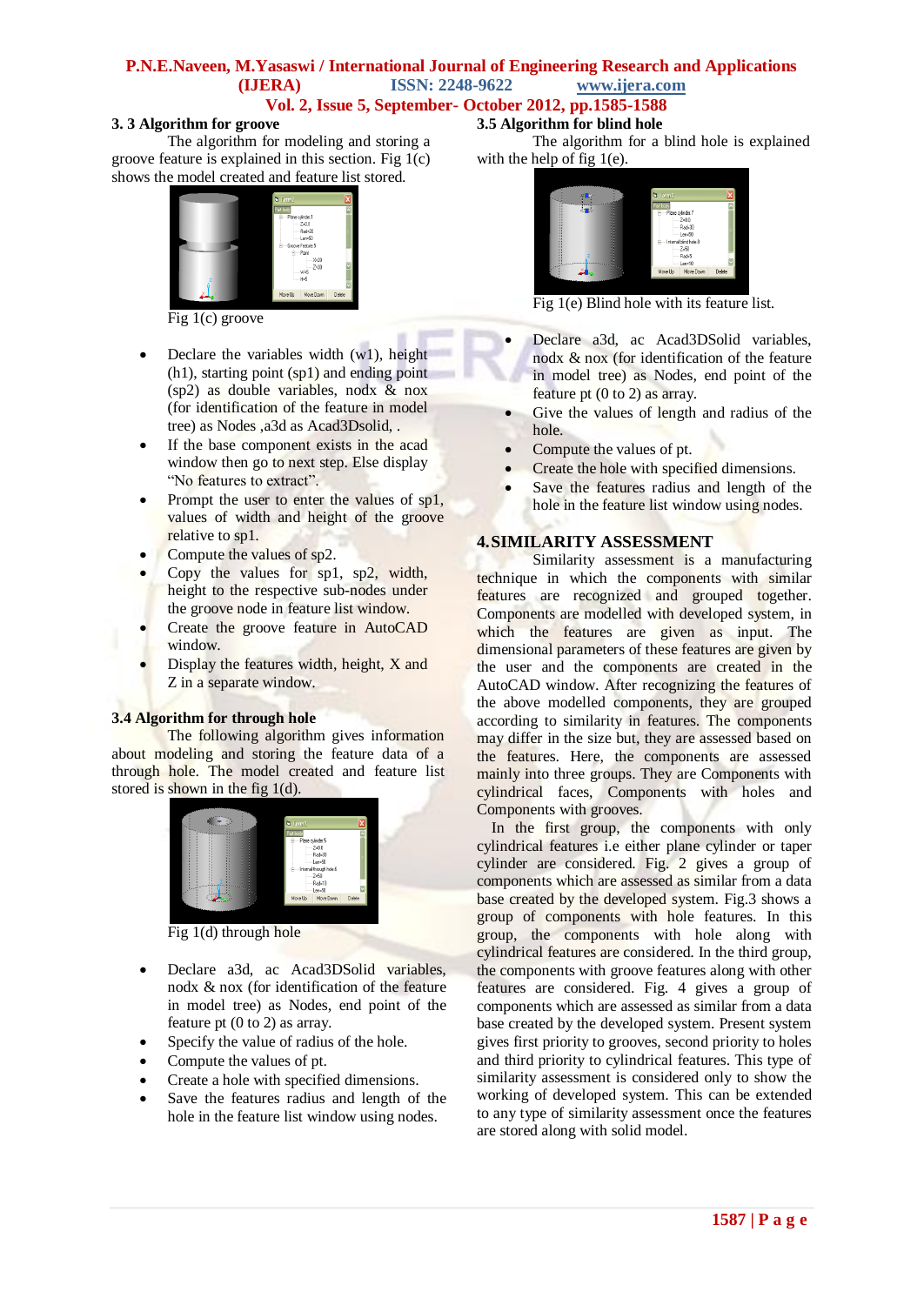### 3. 3 Algorithm for groove

The algorithm for modeling and storing a groove feature is explained in this section. Fig 1(c) shows the model created and feature list stored.

Fig 1(c) groove

- Declare the variables width (w1), height (h1), starting point (sp1) and ending point (sp2) as double variables, nodx & nox (for identification of the feature in model tree) as Nodes ,a3d as Acad3Dsolid, .
- If the base component exists in the acad window then go to next step. Else display "No features to extract".
- Prompt the user to enter the values of sp1, values of width and height of the groove relative to sp1.
- Compute the values of sp2.
- Copy the values for sp1, sp2, width, height to the respective sub-nodes under the groove node in feature list window.
- Create the groove feature in AutoCAD window.
- Display the features width, height, X and Z in a separate window.

### 3.4 Algorithm for through hole

The following algorithm gives information about modeling and storing the feature data of a through hole. The model created and feature list stored is shown in the fig 1(d).

Fig 1(d) through hole

- Declare a3d, ac Acad3DSolid variables, nodx & nox (for identification of the feature in model tree) as Nodes, end point of the feature pt (0 to 2) as array.
- Specify the value of radius of the hole.
- Compute the values of pt.
- Create a hole with specified dimensions.
- Save the features radius and length of the hole in the feature list window using nodes.

### 3.5 Algorithm for blind hole

The algorithm for a blind hole is explained with the help of fig 1(e).

Fig 1(e) Blind hole with its feature list.

- Declare a3d, ac Acad3DSolid variables, nodx & nox (for identification of the feature in model tree) as Nodes, end point of the feature pt (0 to 2) as array.
- Give the values of length and radius of the hole.
- Compute the values of pt.
- Create the hole with specified dimensions.
- Save the features radius and length of the hole in the feature list window using nodes.

## 4. SIMILARITY ASSESSMENT

Similarity assessment is a manufacturing technique in which the components with similar features are recognized and grouped together. Components are modelled with developed system, in which the features are given as input. The dimensional parameters of these features are given by the user and the components are created in the AutoCAD window. After recognizing the features of the above modelled components, they are grouped according to similarity in features. The components may differ in the size but, they are assessed based on the features. Here, the components are assessed mainly into three groups. They are Components with cylindrical faces, Components with holes and Components with grooves.

In the first group, the components with only cylindrical features i.e either plane cylinder or taper cylinder are considered. Fig. 2 gives a group of components which are assessed as similar from a data base created by the developed system. Fig.3 shows a group of components with hole features. In this group, the components with hole along with cylindrical features are considered. In the third group, the components with groove features along with other features are considered. Fig. 4 gives a group of components which are assessed as similar from a data base created by the developed system. Present system gives first priority to grooves, second priority to holes and third priority to cylindrical features. This type of similarity assessment is considered only to show the working of developed system. This can be extended to any type of similarity assessment once the features are stored along with solid model.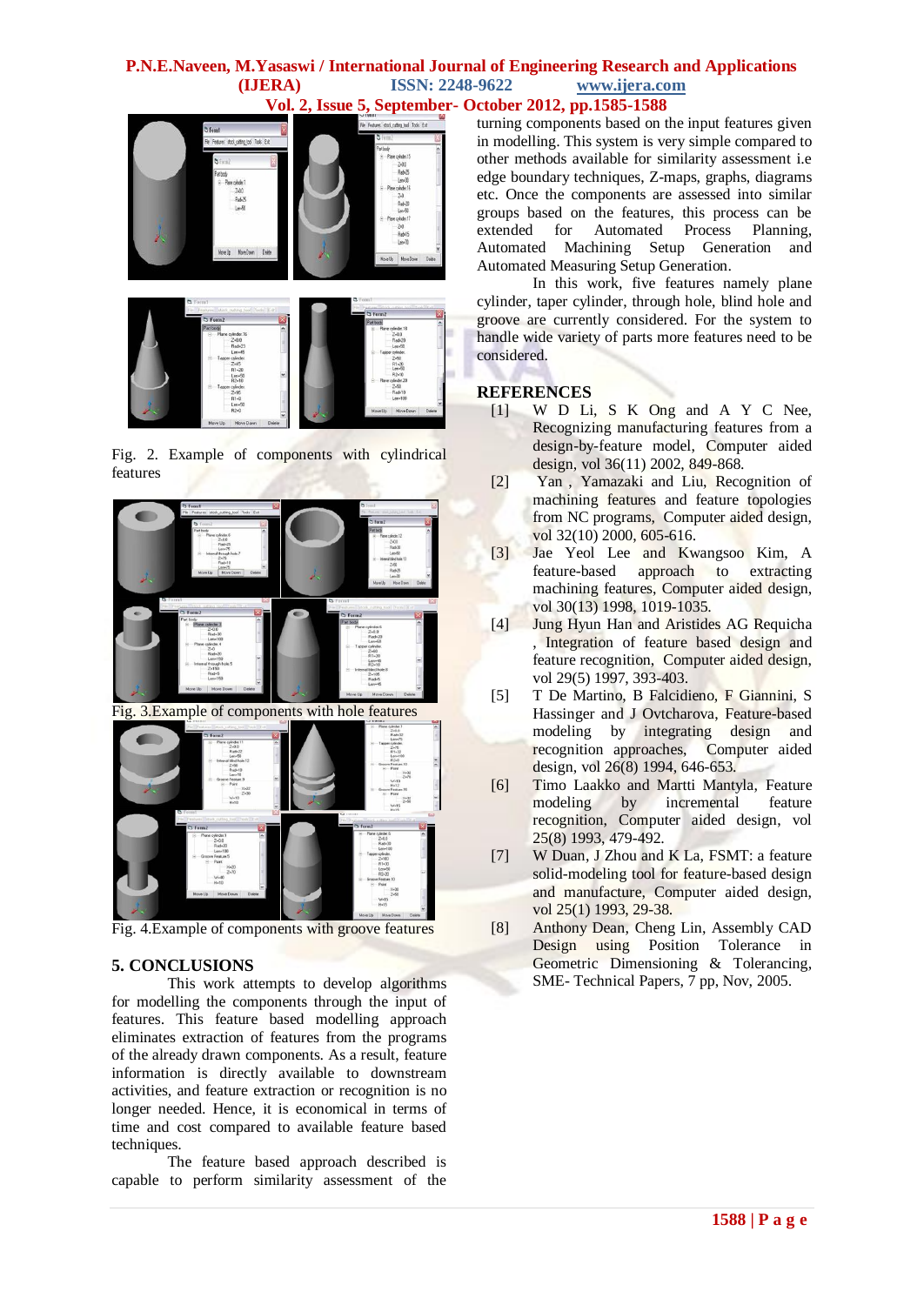Fig. 2. Example of components with cylindrical features

Fig. 3.Example of components with hole features

Fig. 4.Example of components with groove features

## 5. CONCLUSIONS

This work attempts to develop algorithms for modelling the components through the input of features. This feature based modelling approach eliminates extraction of features from the programs of the already drawn components. As a result, feature information is directly available to downstream activities, and feature extraction or recognition is no longer needed. Hence, it is economical in terms of time and cost compared to available feature based techniques.

The feature based approach described is capable to perform similarity assessment of the turning components based on the input features given in modelling. This system is very simple compared to other methods available for similarity assessment i.e edge boundary techniques, Z-maps, graphs, diagrams etc. Once the components are assessed into similar groups based on the features, this process can be extended for Automated Process Planning, Automated Machining Setup Generation and Automated Measuring Setup Generation.

In this work, five features namely plane cylinder, taper cylinder, through hole, blind hole and groove are currently considered. For the system to handle wide variety of parts more features need to be considered.

## REFERENCES

[1] W D Li, S K Ong and A Y C Nee, Recognizing manufacturing features from a design-by-feature model, Computer aided design, vol 36(11) 2002, 849-868.

[2] Yan , Yamazaki and Liu, Recognition of machining features and feature topologies from NC programs, Computer aided design, vol 32(10) 2000, 605-616.

[3] Jae Yeol Lee and Kwangsoo Kim, A feature-based approach to extracting machining features, Computer aided design, vol 30(13) 1998, 1019-1035.

[4] Jung Hyun Han and Aristides AG Requicha , Integration of feature based design and feature recognition, Computer aided design, vol 29(5) 1997, 393-403.

[5] T De Martino, B Falcidieno, F Giannini, S Hassinger and J Ovtcharova, Feature-based modeling by integrating design and recognition approaches, Computer aided design, vol 26(8) 1994, 646-653.

[6] Timo Laakko and Martti Mantyla, Feature modeling by incremental feature recognition, Computer aided design, vol 25(8) 1993, 479-492.

[7] W Duan, J Zhou and K La, FSMT: a feature solid-modeling tool for feature-based design and manufacture, Computer aided design, vol 25(1) 1993, 29-38.

[8] Anthony Dean, Cheng Lin, Assembly CAD Design using Position Tolerance in Geometric Dimensioning & Tolerancing, SME- Technical Papers, 7 pp, Nov, 2005.